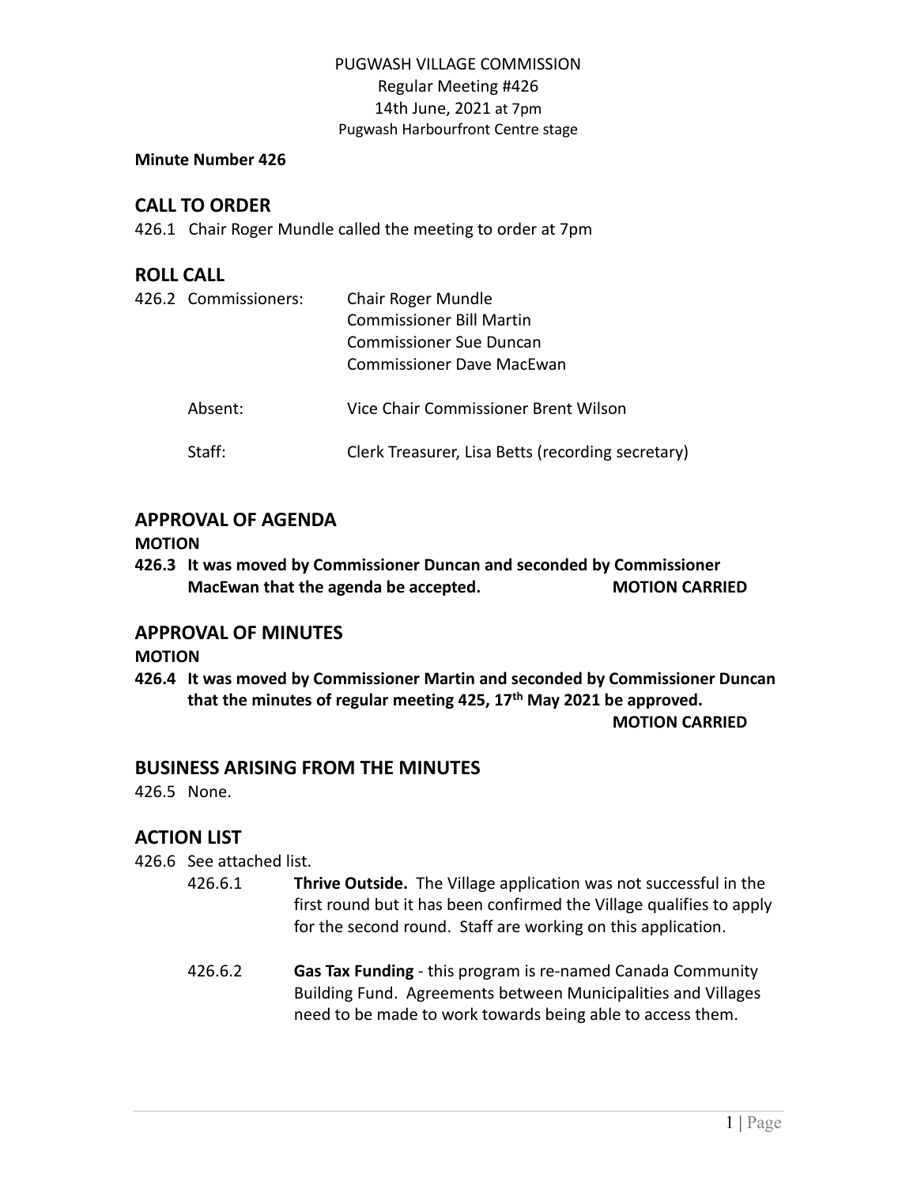PUGWASH VILLAGE COMMISSION
Regular Meeting #426
14th June, 2021 at 7pm
Pugwash Harbourfront Centre stage

**Minute Number 426**

## CALL TO ORDER

426.1 Chair Roger Mundle called the meeting to order at 7pm

## ROLL CALL

426.2 Commissioners:
- Chair Roger Mundle
- Commissioner Bill Martin
- Commissioner Sue Duncan
- Commissioner Dave MacEwan

Absent: Vice Chair Commissioner Brent Wilson

Staff: Clerk Treasurer, Lisa Betts (recording secretary)

## APPROVAL OF AGENDA

**MOTION**

**426.3 It was moved by Commissioner Duncan and seconded by Commissioner MacEwan that the agenda be accepted. MOTION CARRIED**

## APPROVAL OF MINUTES

**MOTION**

**426.4 It was moved by Commissioner Martin and seconded by Commissioner Duncan that the minutes of regular meeting 425, 17th May 2021 be approved.**
**MOTION CARRIED**

## BUSINESS ARISING FROM THE MINUTES

426.5 None.

## ACTION LIST

426.6 See attached list.

426.6.1 **Thrive Outside.** The Village application was not successful in the first round but it has been confirmed the Village qualifies to apply for the second round. Staff are working on this application.

426.6.2 **Gas Tax Funding** - this program is re-named Canada Community Building Fund. Agreements between Municipalities and Villages need to be made to work towards being able to access them.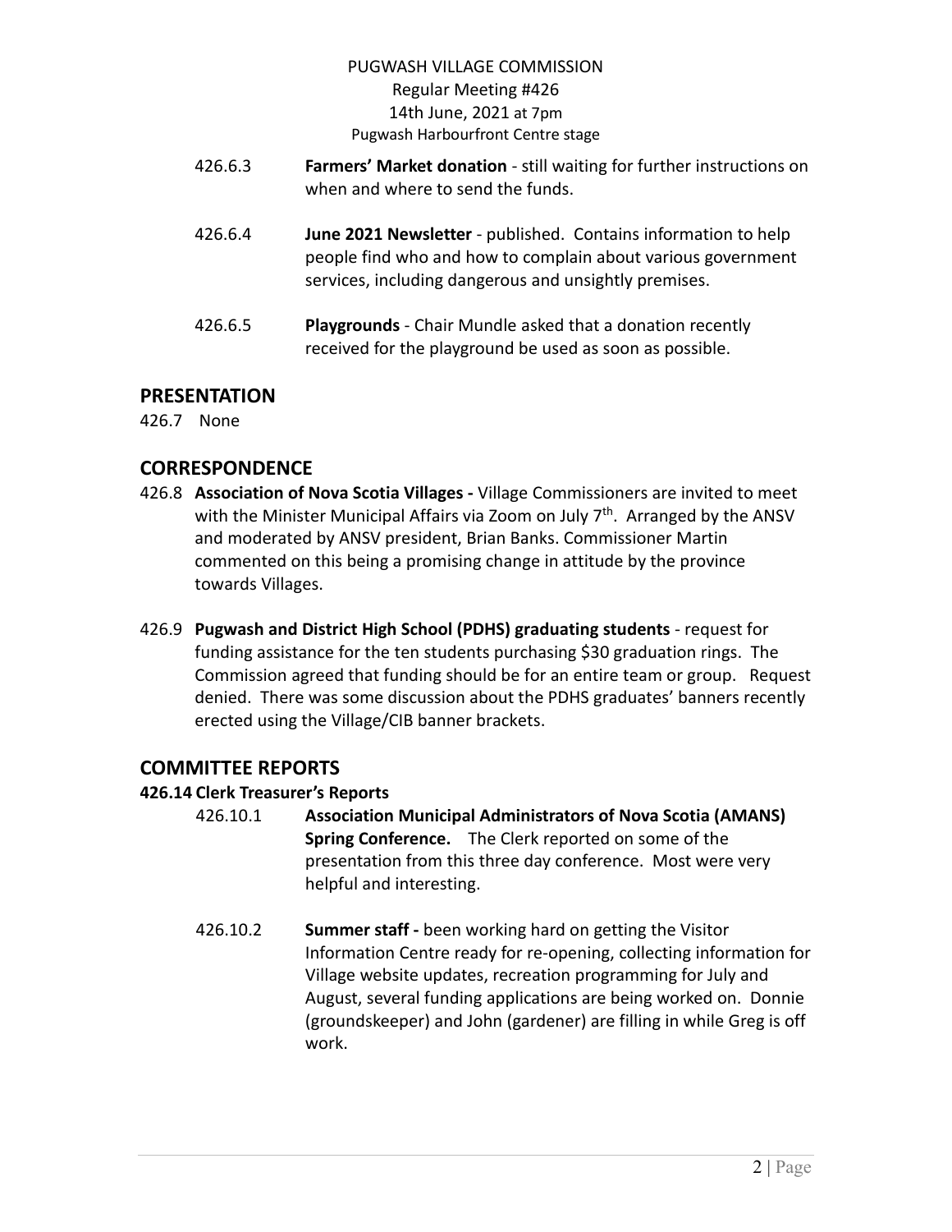426.6.3 **Farmers' Market donation** - still waiting for further instructions on when and where to send the funds.

426.6.4 **June 2021 Newsletter** - published. Contains information to help people find who and how to complain about various government services, including dangerous and unsightly premises.

426.6.5 **Playgrounds** - Chair Mundle asked that a donation recently received for the playground be used as soon as possible.

## PRESENTATION

426.7 None

## CORRESPONDENCE

426.8 **Association of Nova Scotia Villages -** Village Commissioners are invited to meet with the Minister Municipal Affairs via Zoom on July 7th. Arranged by the ANSV and moderated by ANSV president, Brian Banks. Commissioner Martin commented on this being a promising change in attitude by the province towards Villages.

426.9 **Pugwash and District High School (PDHS) graduating students** - request for funding assistance for the ten students purchasing $30 graduation rings. The Commission agreed that funding should be for an entire team or group. Request denied. There was some discussion about the PDHS graduates' banners recently erected using the Village/CIB banner brackets.

## COMMITTEE REPORTS

**426.14 Clerk Treasurer's Reports**

426.10.1 **Association Municipal Administrators of Nova Scotia (AMANS) Spring Conference.** The Clerk reported on some of the presentation from this three day conference. Most were very helpful and interesting.

426.10.2 **Summer staff -** been working hard on getting the Visitor Information Centre ready for re-opening, collecting information for Village website updates, recreation programming for July and August, several funding applications are being worked on. Donnie (groundskeeper) and John (gardener) are filling in while Greg is off work.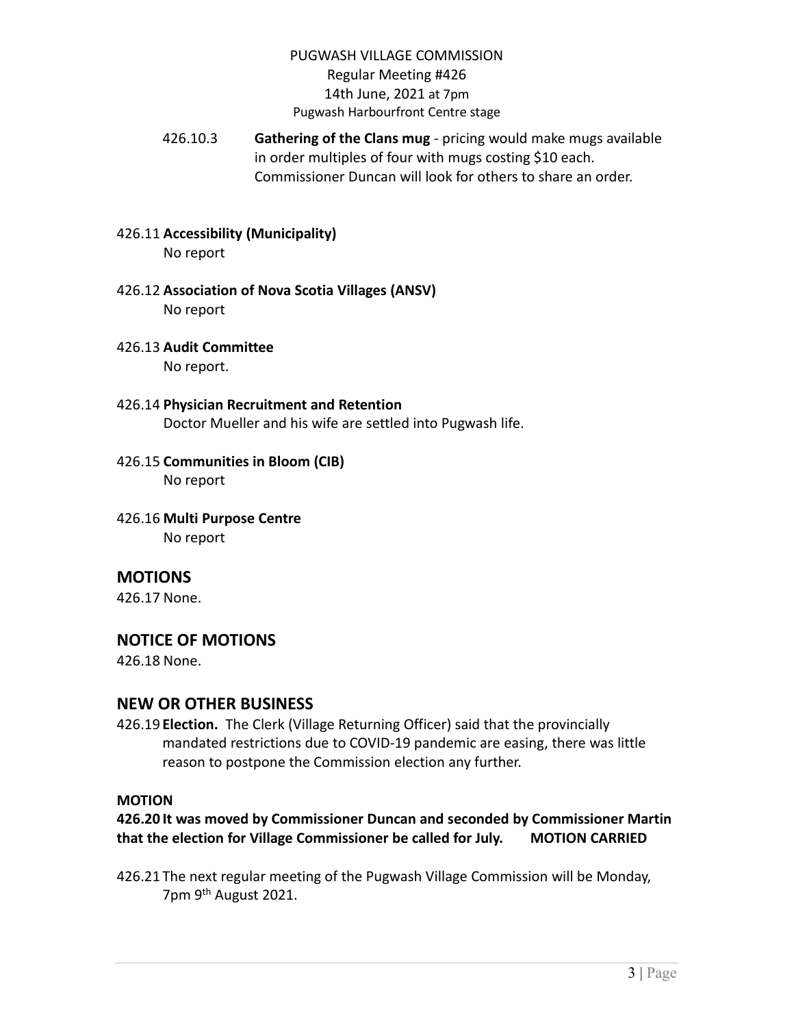PUGWASH VILLAGE COMMISSION
Regular Meeting #426
14th June, 2021 at 7pm
Pugwash Harbourfront Centre stage

426.10.3 **Gathering of the Clans mug** - pricing would make mugs available in order multiples of four with mugs costing $10 each. Commissioner Duncan will look for others to share an order.

426.11 **Accessibility (Municipality)**
No report

426.12 **Association of Nova Scotia Villages (ANSV)**
No report

426.13 **Audit Committee**
No report.

426.14 **Physician Recruitment and Retention**
Doctor Mueller and his wife are settled into Pugwash life.

426.15 **Communities in Bloom (CIB)**
No report

426.16 **Multi Purpose Centre**
No report

## MOTIONS

426.17 None.

## NOTICE OF MOTIONS

426.18 None.

## NEW OR OTHER BUSINESS

426.19 **Election.** The Clerk (Village Returning Officer) said that the provincially mandated restrictions due to COVID-19 pandemic are easing, there was little reason to postpone the Commission election any further.

**MOTION**

**426.20 It was moved by Commissioner Duncan and seconded by Commissioner Martin that the election for Village Commissioner be called for July. MOTION CARRIED**

426.21 The next regular meeting of the Pugwash Village Commission will be Monday, 7pm 9th August 2021.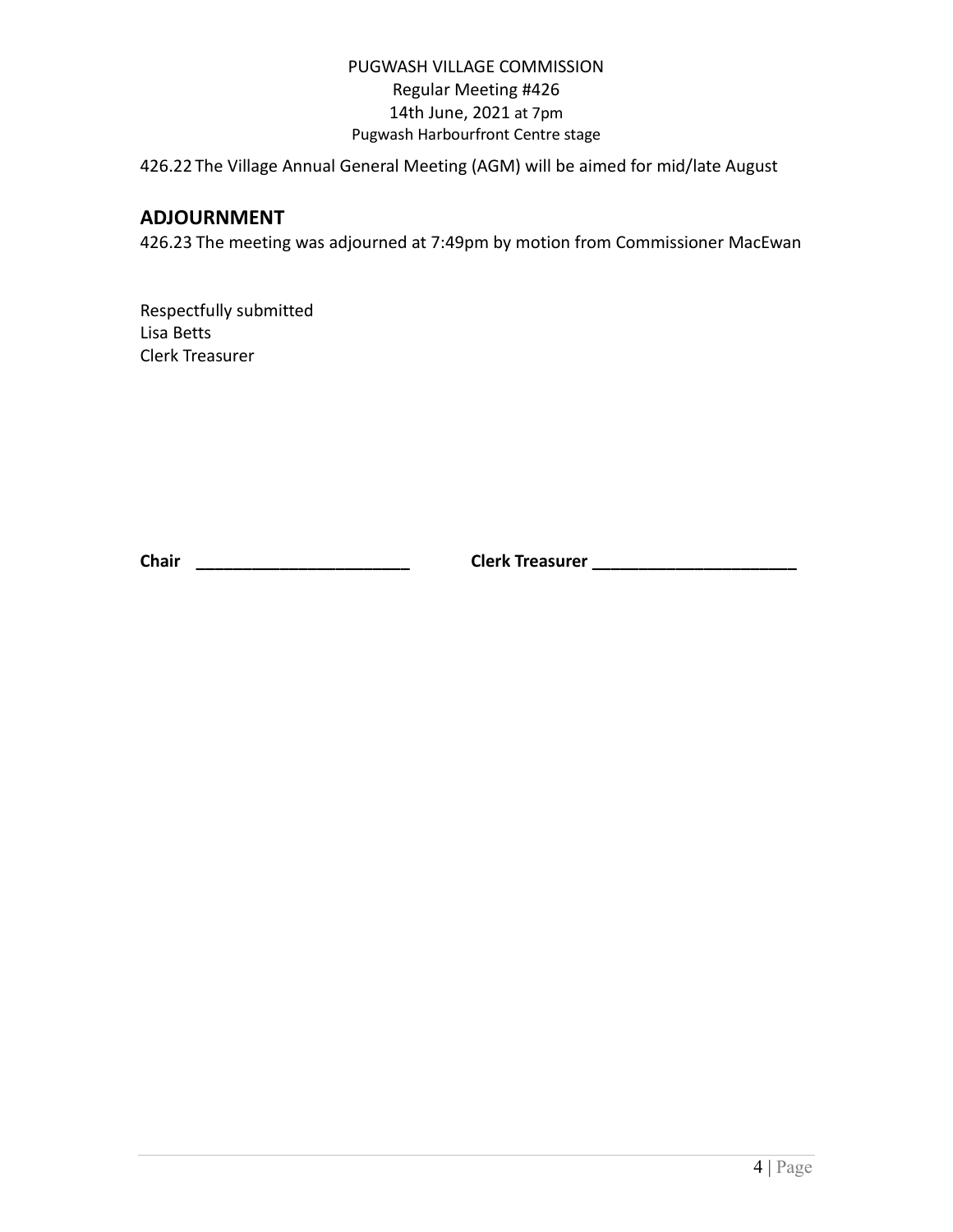426.22 The Village Annual General Meeting (AGM) will be aimed for mid/late August

## ADJOURNMENT

426.23 The meeting was adjourned at 7:49pm by motion from Commissioner MacEwan

Respectfully submitted
Lisa Betts
Clerk Treasurer

**Chair \_\_\_\_\_\_\_\_\_\_\_\_\_\_\_\_\_\_\_\_\_\_\_\_ Clerk Treasurer \_\_\_\_\_\_\_\_\_\_\_\_\_\_\_\_\_\_\_\_\_\_\_\_**